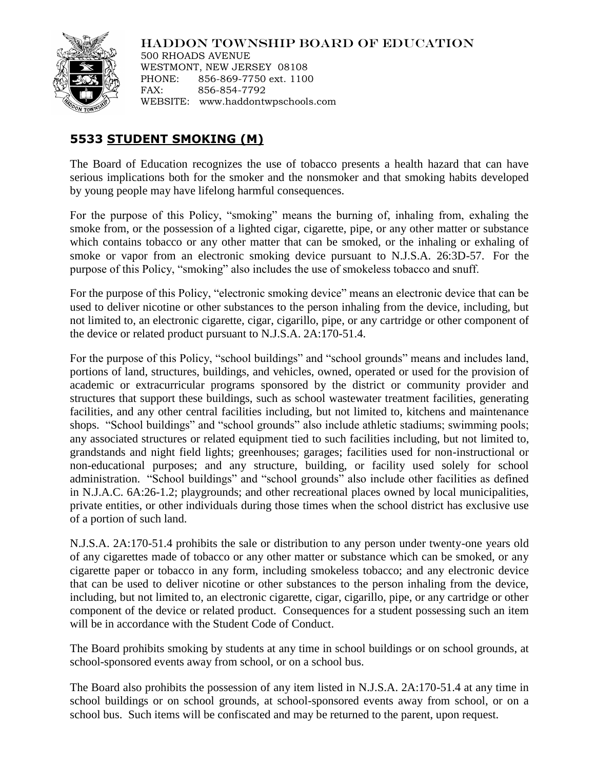HADDON TOWNSHIP BOARD OF EDUCATION
500 RHOADS AVENUE
WESTMONT, NEW JERSEY 08108
PHONE: 856-869-7750 ext. 1100
FAX: 856-854-7792
WEBSITE: www.haddontwpschools.com

# 5533 STUDENT SMOKING (M)

The Board of Education recognizes the use of tobacco presents a health hazard that can have serious implications both for the smoker and the nonsmoker and that smoking habits developed by young people may have lifelong harmful consequences.

For the purpose of this Policy, "smoking" means the burning of, inhaling from, exhaling the smoke from, or the possession of a lighted cigar, cigarette, pipe, or any other matter or substance which contains tobacco or any other matter that can be smoked, or the inhaling or exhaling of smoke or vapor from an electronic smoking device pursuant to N.J.S.A. 26:3D-57. For the purpose of this Policy, "smoking" also includes the use of smokeless tobacco and snuff.

For the purpose of this Policy, "electronic smoking device" means an electronic device that can be used to deliver nicotine or other substances to the person inhaling from the device, including, but not limited to, an electronic cigarette, cigar, cigarillo, pipe, or any cartridge or other component of the device or related product pursuant to N.J.S.A. 2A:170-51.4.

For the purpose of this Policy, "school buildings" and "school grounds" means and includes land, portions of land, structures, buildings, and vehicles, owned, operated or used for the provision of academic or extracurricular programs sponsored by the district or community provider and structures that support these buildings, such as school wastewater treatment facilities, generating facilities, and any other central facilities including, but not limited to, kitchens and maintenance shops. "School buildings" and "school grounds" also include athletic stadiums; swimming pools; any associated structures or related equipment tied to such facilities including, but not limited to, grandstands and night field lights; greenhouses; garages; facilities used for non-instructional or non-educational purposes; and any structure, building, or facility used solely for school administration. "School buildings" and "school grounds" also include other facilities as defined in N.J.A.C. 6A:26-1.2; playgrounds; and other recreational places owned by local municipalities, private entities, or other individuals during those times when the school district has exclusive use of a portion of such land.

N.J.S.A. 2A:170-51.4 prohibits the sale or distribution to any person under twenty-one years old of any cigarettes made of tobacco or any other matter or substance which can be smoked, or any cigarette paper or tobacco in any form, including smokeless tobacco; and any electronic device that can be used to deliver nicotine or other substances to the person inhaling from the device, including, but not limited to, an electronic cigarette, cigar, cigarillo, pipe, or any cartridge or other component of the device or related product. Consequences for a student possessing such an item will be in accordance with the Student Code of Conduct.

The Board prohibits smoking by students at any time in school buildings or on school grounds, at school-sponsored events away from school, or on a school bus.

The Board also prohibits the possession of any item listed in N.J.S.A. 2A:170-51.4 at any time in school buildings or on school grounds, at school-sponsored events away from school, or on a school bus. Such items will be confiscated and may be returned to the parent, upon request.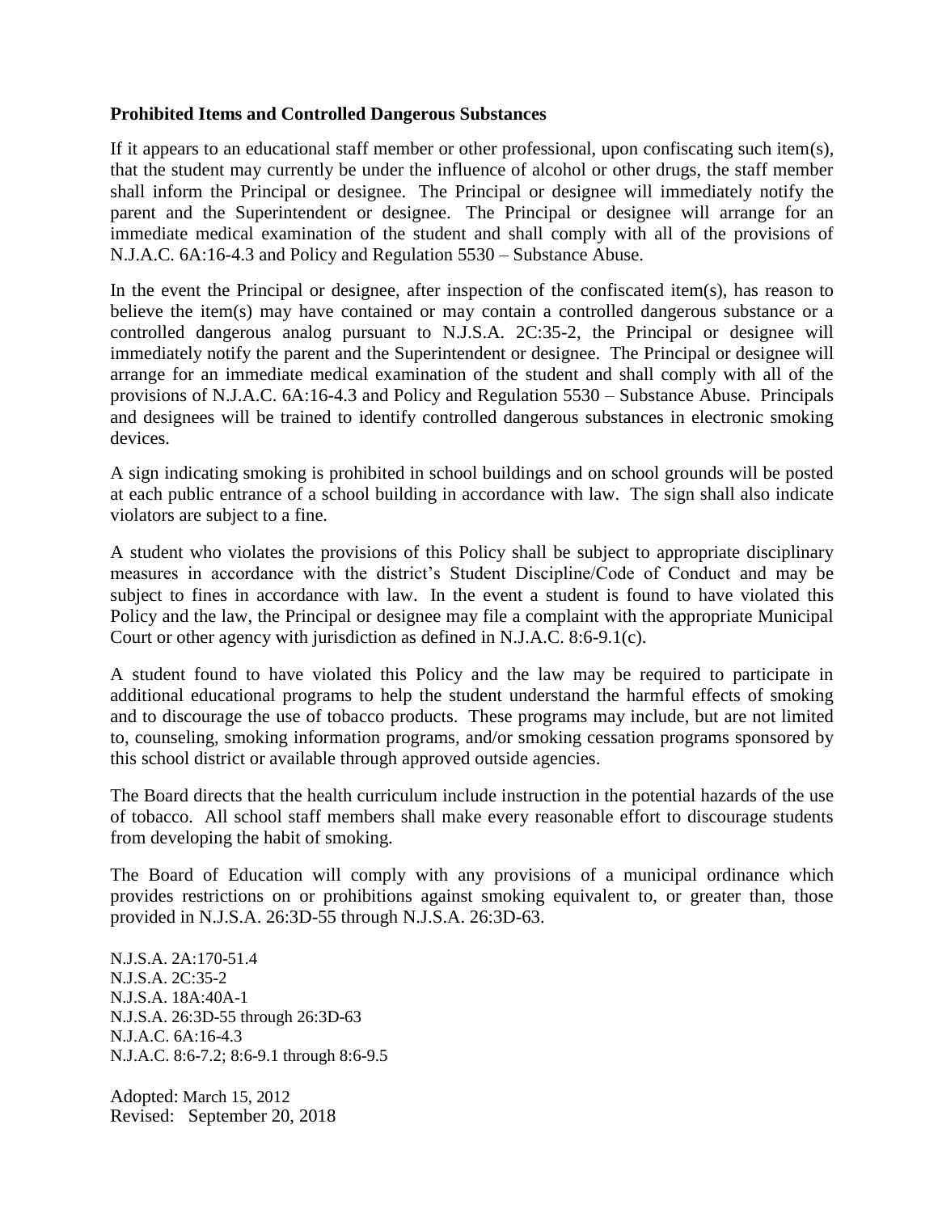**Prohibited Items and Controlled Dangerous Substances**

If it appears to an educational staff member or other professional, upon confiscating such item(s), that the student may currently be under the influence of alcohol or other drugs, the staff member shall inform the Principal or designee. The Principal or designee will immediately notify the parent and the Superintendent or designee. The Principal or designee will arrange for an immediate medical examination of the student and shall comply with all of the provisions of N.J.A.C. 6A:16-4.3 and Policy and Regulation 5530 – Substance Abuse.

In the event the Principal or designee, after inspection of the confiscated item(s), has reason to believe the item(s) may have contained or may contain a controlled dangerous substance or a controlled dangerous analog pursuant to N.J.S.A. 2C:35-2, the Principal or designee will immediately notify the parent and the Superintendent or designee. The Principal or designee will arrange for an immediate medical examination of the student and shall comply with all of the provisions of N.J.A.C. 6A:16-4.3 and Policy and Regulation 5530 – Substance Abuse. Principals and designees will be trained to identify controlled dangerous substances in electronic smoking devices.

A sign indicating smoking is prohibited in school buildings and on school grounds will be posted at each public entrance of a school building in accordance with law. The sign shall also indicate violators are subject to a fine.

A student who violates the provisions of this Policy shall be subject to appropriate disciplinary measures in accordance with the district's Student Discipline/Code of Conduct and may be subject to fines in accordance with law. In the event a student is found to have violated this Policy and the law, the Principal or designee may file a complaint with the appropriate Municipal Court or other agency with jurisdiction as defined in N.J.A.C. 8:6-9.1(c).

A student found to have violated this Policy and the law may be required to participate in additional educational programs to help the student understand the harmful effects of smoking and to discourage the use of tobacco products. These programs may include, but are not limited to, counseling, smoking information programs, and/or smoking cessation programs sponsored by this school district or available through approved outside agencies.

The Board directs that the health curriculum include instruction in the potential hazards of the use of tobacco. All school staff members shall make every reasonable effort to discourage students from developing the habit of smoking.

The Board of Education will comply with any provisions of a municipal ordinance which provides restrictions on or prohibitions against smoking equivalent to, or greater than, those provided in N.J.S.A. 26:3D-55 through N.J.S.A. 26:3D-63.

N.J.S.A. 2A:170-51.4
N.J.S.A. 2C:35-2
N.J.S.A. 18A:40A-1
N.J.S.A. 26:3D-55 through 26:3D-63
N.J.A.C. 6A:16-4.3
N.J.A.C. 8:6-7.2; 8:6-9.1 through 8:6-9.5

Adopted: March 15, 2012
Revised: September 20, 2018